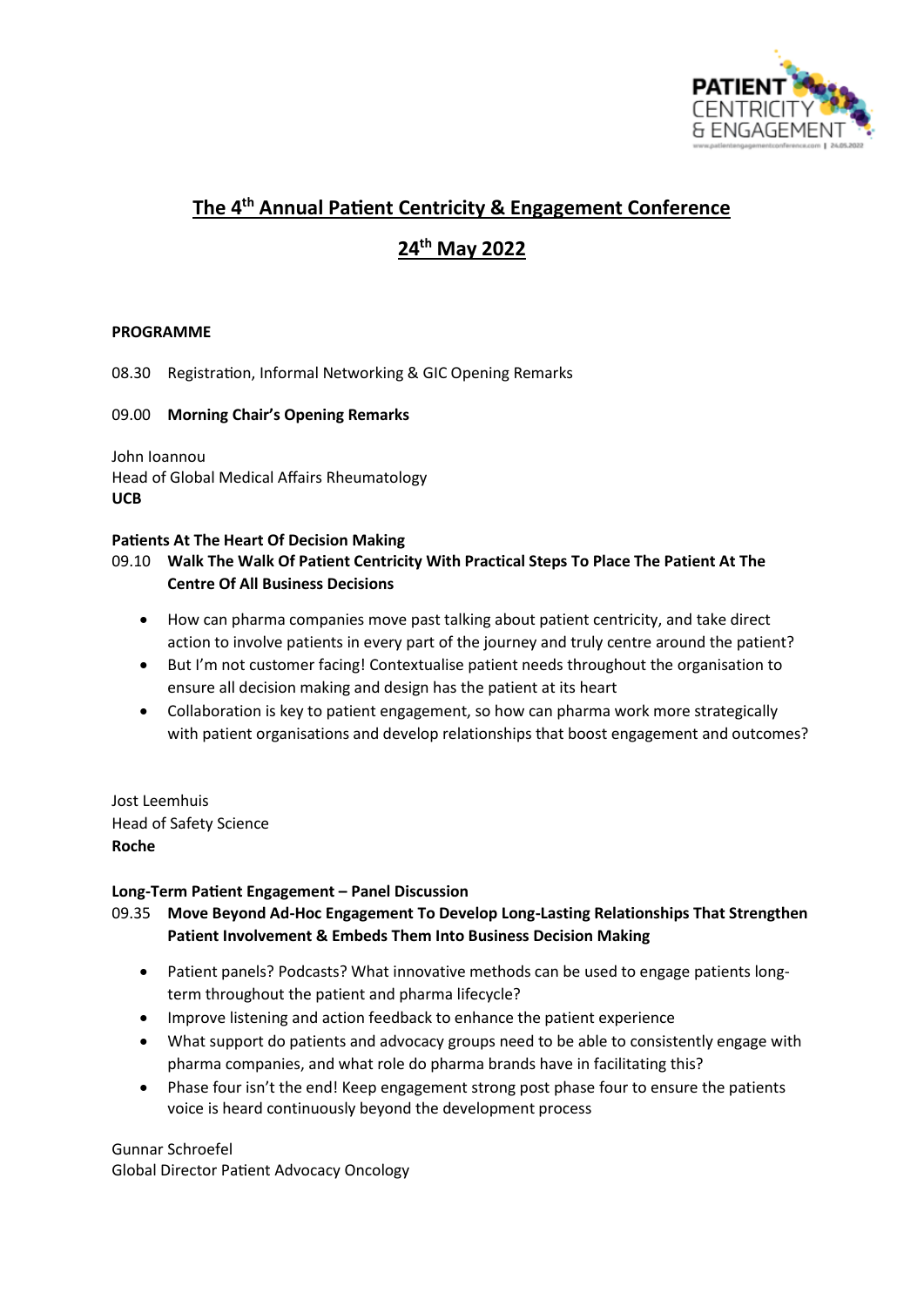# The 4th Annual Patient Centricity & Engagement Conference

## 24th May 2022

**PROGRAMME**

08.30 Registration, Informal Networking & GIC Opening Remarks

09.00 **Morning Chair's Opening Remarks**

John Ioannou
Head of Global Medical Affairs Rheumatology
**UCB**

**Patients At The Heart Of Decision Making**

09.10 **Walk The Walk Of Patient Centricity With Practical Steps To Place The Patient At The Centre Of All Business Decisions**

- How can pharma companies move past talking about patient centricity, and take direct action to involve patients in every part of the journey and truly centre around the patient?
- But I'm not customer facing! Contextualise patient needs throughout the organisation to ensure all decision making and design has the patient at its heart
- Collaboration is key to patient engagement, so how can pharma work more strategically with patient organisations and develop relationships that boost engagement and outcomes?

Jost Leemhuis
Head of Safety Science
**Roche**

**Long-Term Patient Engagement – Panel Discussion**

09.35 **Move Beyond Ad-Hoc Engagement To Develop Long-Lasting Relationships That Strengthen Patient Involvement & Embeds Them Into Business Decision Making**

- Patient panels? Podcasts? What innovative methods can be used to engage patients long-term throughout the patient and pharma lifecycle?
- Improve listening and action feedback to enhance the patient experience
- What support do patients and advocacy groups need to be able to consistently engage with pharma companies, and what role do pharma brands have in facilitating this?
- Phase four isn't the end! Keep engagement strong post phase four to ensure the patients voice is heard continuously beyond the development process

Gunnar Schroefel
Global Director Patient Advocacy Oncology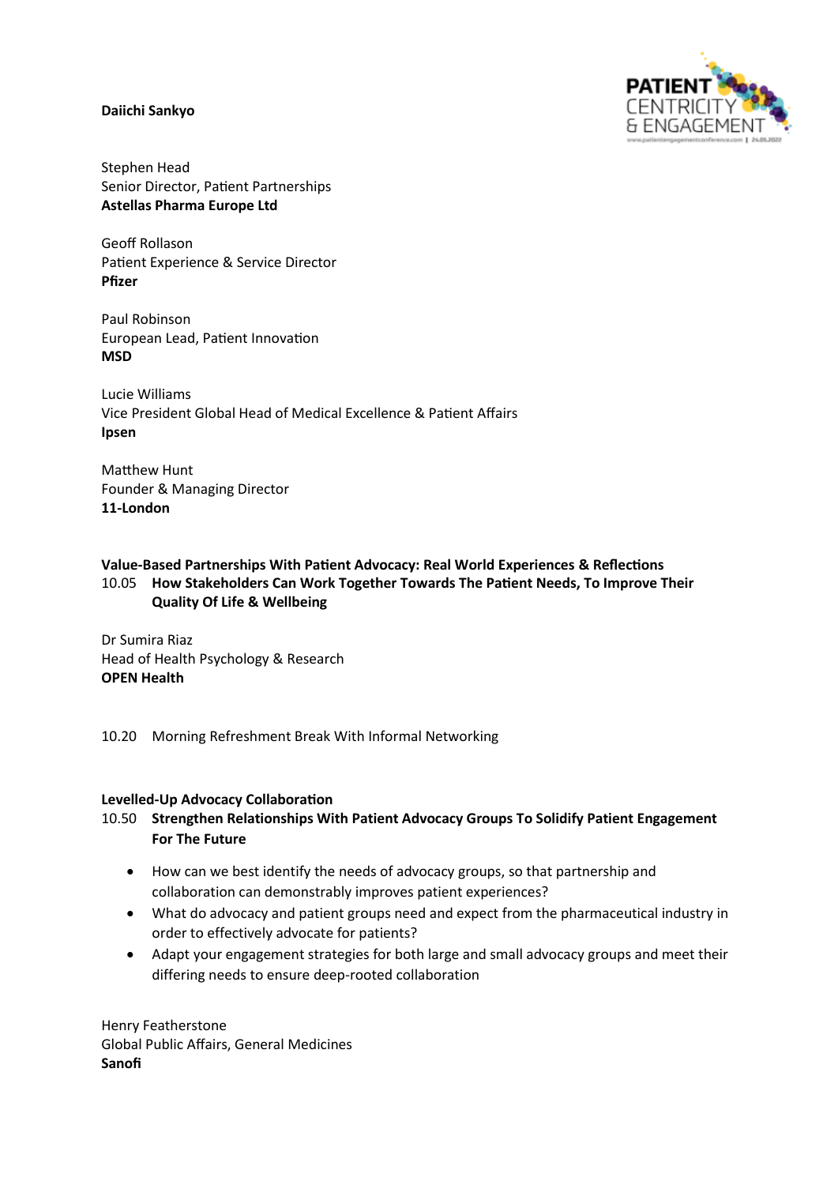**Daiichi Sankyo**

Stephen Head
Senior Director, Patient Partnerships
**Astellas Pharma Europe Ltd**

Geoff Rollason
Patient Experience & Service Director
**Pfizer**

Paul Robinson
European Lead, Patient Innovation
**MSD**

Lucie Williams
Vice President Global Head of Medical Excellence & Patient Affairs
**Ipsen**

Matthew Hunt
Founder & Managing Director
**11-London**

**Value-Based Partnerships With Patient Advocacy: Real World Experiences & Reflections**
10.05 **How Stakeholders Can Work Together Towards The Patient Needs, To Improve Their Quality Of Life & Wellbeing**

Dr Sumira Riaz
Head of Health Psychology & Research
**OPEN Health**

10.20 Morning Refreshment Break With Informal Networking

**Levelled-Up Advocacy Collaboration**
10.50 **Strengthen Relationships With Patient Advocacy Groups To Solidify Patient Engagement For The Future**

- How can we best identify the needs of advocacy groups, so that partnership and collaboration can demonstrably improves patient experiences?
- What do advocacy and patient groups need and expect from the pharmaceutical industry in order to effectively advocate for patients?
- Adapt your engagement strategies for both large and small advocacy groups and meet their differing needs to ensure deep-rooted collaboration

Henry Featherstone
Global Public Affairs, General Medicines
**Sanofi**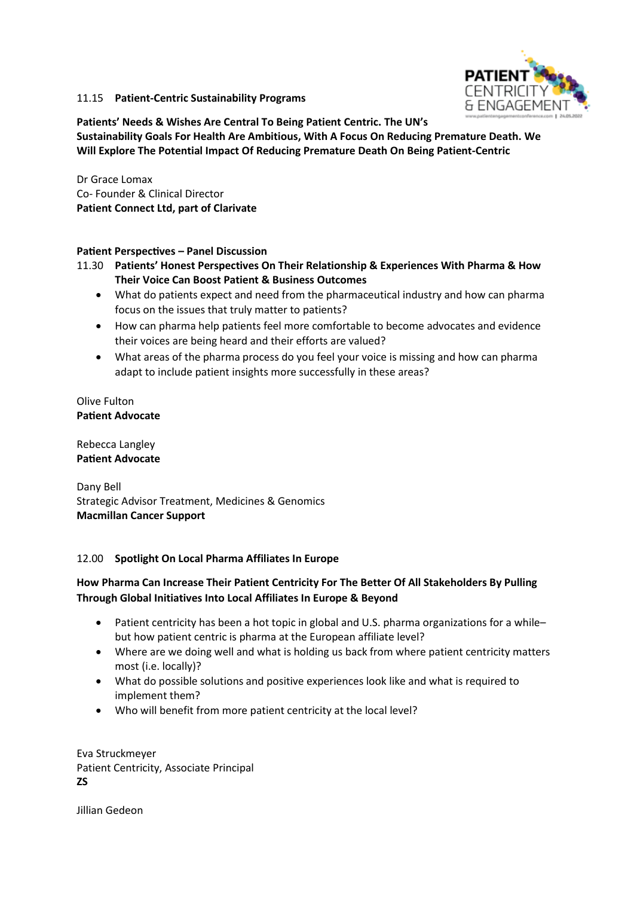11.15 **Patient-Centric Sustainability Programs**

**Patients' Needs & Wishes Are Central To Being Patient Centric. The UN's Sustainability Goals For Health Are Ambitious, With A Focus On Reducing Premature Death. We Will Explore The Potential Impact Of Reducing Premature Death On Being Patient-Centric**

Dr Grace Lomax
Co- Founder & Clinical Director
**Patient Connect Ltd, part of Clarivate**

**Patient Perspectives – Panel Discussion**

11.30 **Patients' Honest Perspectives On Their Relationship & Experiences With Pharma & How Their Voice Can Boost Patient & Business Outcomes**

- What do patients expect and need from the pharmaceutical industry and how can pharma focus on the issues that truly matter to patients?
- How can pharma help patients feel more comfortable to become advocates and evidence their voices are being heard and their efforts are valued?
- What areas of the pharma process do you feel your voice is missing and how can pharma adapt to include patient insights more successfully in these areas?

Olive Fulton
**Patient Advocate**

Rebecca Langley
**Patient Advocate**

Dany Bell
Strategic Advisor Treatment, Medicines & Genomics
**Macmillan Cancer Support**

12.00 **Spotlight On Local Pharma Affiliates In Europe**

**How Pharma Can Increase Their Patient Centricity For The Better Of All Stakeholders By Pulling Through Global Initiatives Into Local Affiliates In Europe & Beyond**

- Patient centricity has been a hot topic in global and U.S. pharma organizations for a while– but how patient centric is pharma at the European affiliate level?
- Where are we doing well and what is holding us back from where patient centricity matters most (i.e. locally)?
- What do possible solutions and positive experiences look like and what is required to implement them?
- Who will benefit from more patient centricity at the local level?

Eva Struckmeyer
Patient Centricity, Associate Principal
**ZS**

Jillian Gedeon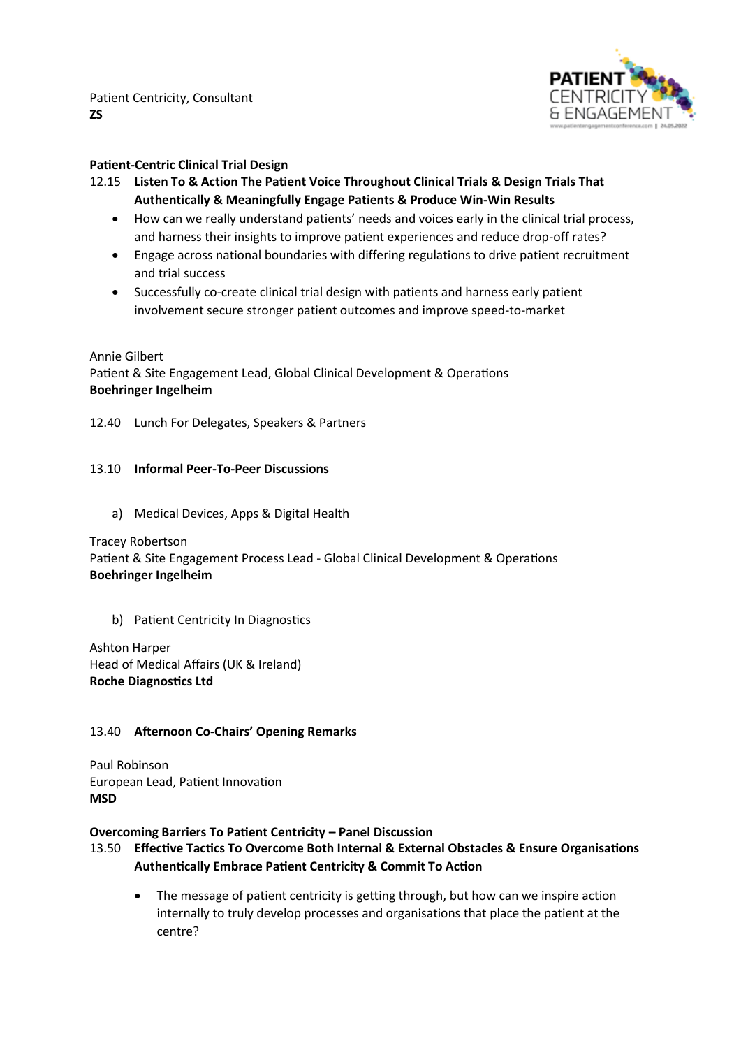Patient Centricity, Consultant
**ZS**

**Patient-Centric Clinical Trial Design**

12.15 **Listen To & Action The Patient Voice Throughout Clinical Trials & Design Trials That Authentically & Meaningfully Engage Patients & Produce Win-Win Results**

- How can we really understand patients' needs and voices early in the clinical trial process, and harness their insights to improve patient experiences and reduce drop-off rates?
- Engage across national boundaries with differing regulations to drive patient recruitment and trial success
- Successfully co-create clinical trial design with patients and harness early patient involvement secure stronger patient outcomes and improve speed-to-market

Annie Gilbert
Patient & Site Engagement Lead, Global Clinical Development & Operations
**Boehringer Ingelheim**

12.40 Lunch For Delegates, Speakers & Partners

13.10 **Informal Peer-To-Peer Discussions**

a) Medical Devices, Apps & Digital Health

Tracey Robertson
Patient & Site Engagement Process Lead - Global Clinical Development & Operations
**Boehringer Ingelheim**

b) Patient Centricity In Diagnostics

Ashton Harper
Head of Medical Affairs (UK & Ireland)
**Roche Diagnostics Ltd**

13.40 **Afternoon Co-Chairs' Opening Remarks**

Paul Robinson
European Lead, Patient Innovation
**MSD**

**Overcoming Barriers To Patient Centricity – Panel Discussion**

13.50 **Effective Tactics To Overcome Both Internal & External Obstacles & Ensure Organisations Authentically Embrace Patient Centricity & Commit To Action**

- The message of patient centricity is getting through, but how can we inspire action internally to truly develop processes and organisations that place the patient at the centre?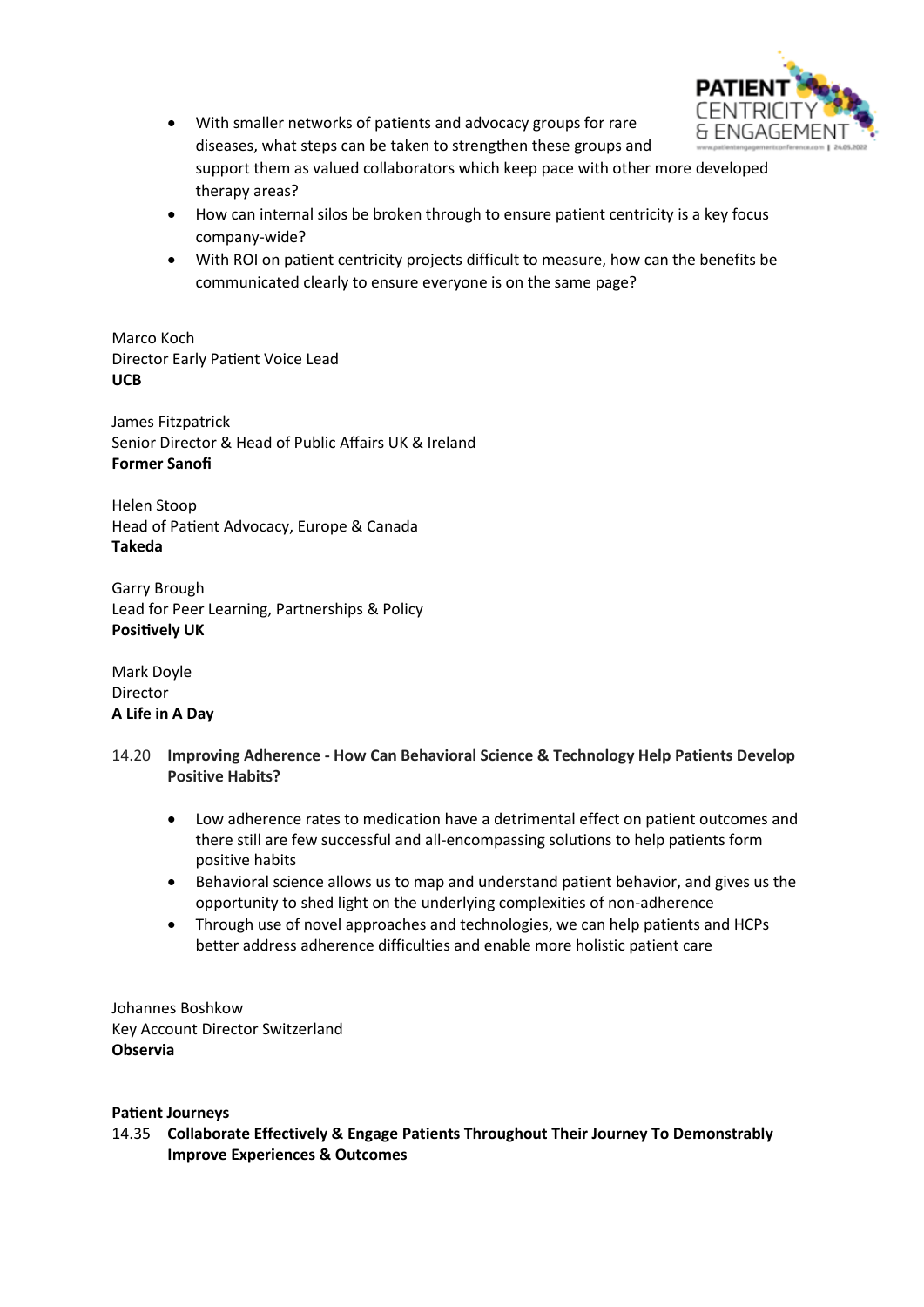- With smaller networks of patients and advocacy groups for rare diseases, what steps can be taken to strengthen these groups and support them as valued collaborators which keep pace with other more developed therapy areas?
- How can internal silos be broken through to ensure patient centricity is a key focus company-wide?
- With ROI on patient centricity projects difficult to measure, how can the benefits be communicated clearly to ensure everyone is on the same page?

Marco Koch
Director Early Patient Voice Lead
**UCB**

James Fitzpatrick
Senior Director & Head of Public Affairs UK & Ireland
**Former Sanofi**

Helen Stoop
Head of Patient Advocacy, Europe & Canada
**Takeda**

Garry Brough
Lead for Peer Learning, Partnerships & Policy
**Positively UK**

Mark Doyle
Director
**A Life in A Day**

14.20 **Improving Adherence - How Can Behavioral Science & Technology Help Patients Develop Positive Habits?**

- Low adherence rates to medication have a detrimental effect on patient outcomes and there still are few successful and all-encompassing solutions to help patients form positive habits
- Behavioral science allows us to map and understand patient behavior, and gives us the opportunity to shed light on the underlying complexities of non-adherence
- Through use of novel approaches and technologies, we can help patients and HCPs better address adherence difficulties and enable more holistic patient care

Johannes Boshkow
Key Account Director Switzerland
**Observia**

**Patient Journeys**

14.35 **Collaborate Effectively & Engage Patients Throughout Their Journey To Demonstrably Improve Experiences & Outcomes**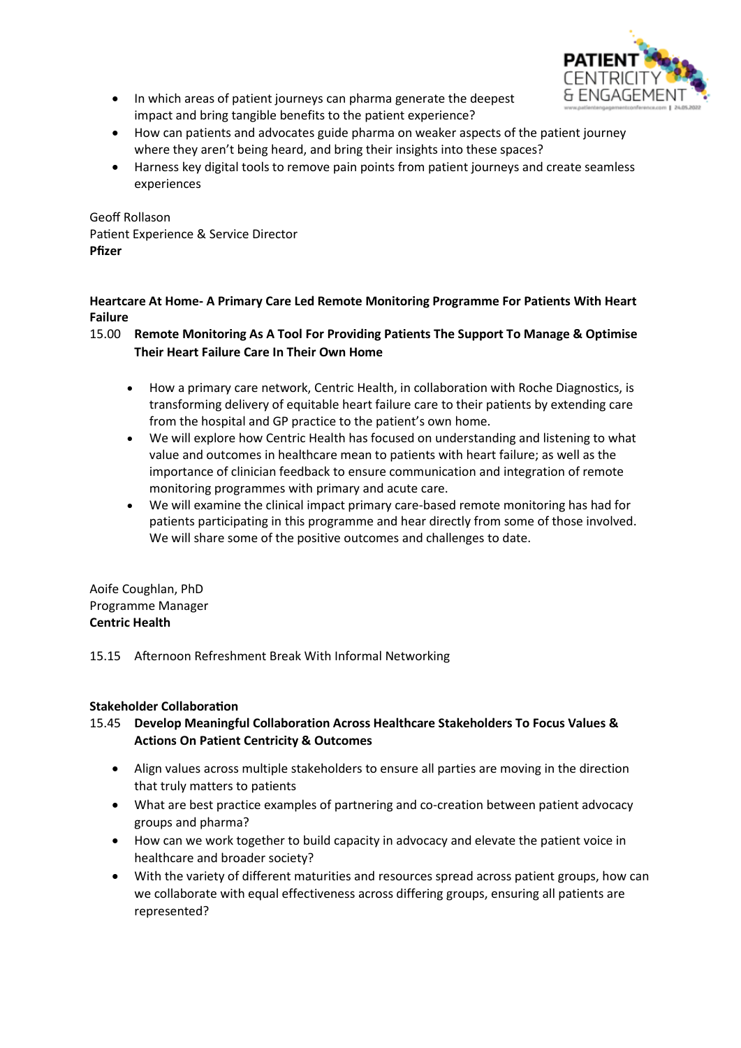- In which areas of patient journeys can pharma generate the deepest impact and bring tangible benefits to the patient experience?
- How can patients and advocates guide pharma on weaker aspects of the patient journey where they aren't being heard, and bring their insights into these spaces?
- Harness key digital tools to remove pain points from patient journeys and create seamless experiences

Geoff Rollason
Patient Experience & Service Director
**Pfizer**

**Heartcare At Home- A Primary Care Led Remote Monitoring Programme For Patients With Heart Failure**

15.00 **Remote Monitoring As A Tool For Providing Patients The Support To Manage & Optimise Their Heart Failure Care In Their Own Home**

- How a primary care network, Centric Health, in collaboration with Roche Diagnostics, is transforming delivery of equitable heart failure care to their patients by extending care from the hospital and GP practice to the patient's own home.
- We will explore how Centric Health has focused on understanding and listening to what value and outcomes in healthcare mean to patients with heart failure; as well as the importance of clinician feedback to ensure communication and integration of remote monitoring programmes with primary and acute care.
- We will examine the clinical impact primary care-based remote monitoring has had for patients participating in this programme and hear directly from some of those involved. We will share some of the positive outcomes and challenges to date.

Aoife Coughlan, PhD
Programme Manager
**Centric Health**

15.15 Afternoon Refreshment Break With Informal Networking

**Stakeholder Collaboration**

15.45 **Develop Meaningful Collaboration Across Healthcare Stakeholders To Focus Values & Actions On Patient Centricity & Outcomes**

- Align values across multiple stakeholders to ensure all parties are moving in the direction that truly matters to patients
- What are best practice examples of partnering and co-creation between patient advocacy groups and pharma?
- How can we work together to build capacity in advocacy and elevate the patient voice in healthcare and broader society?
- With the variety of different maturities and resources spread across patient groups, how can we collaborate with equal effectiveness across differing groups, ensuring all patients are represented?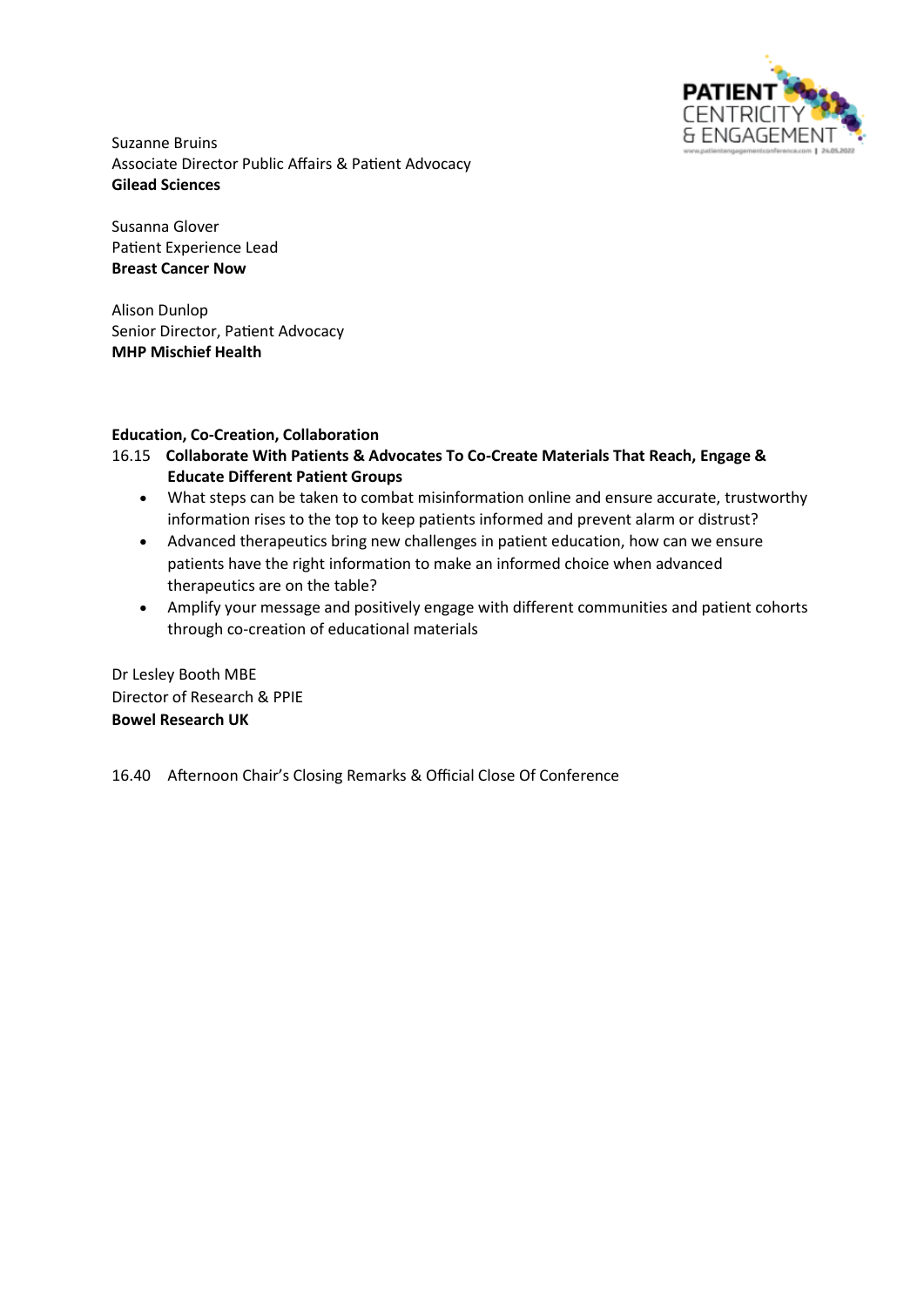Suzanne Bruins
Associate Director Public Affairs & Patient Advocacy
**Gilead Sciences**

Susanna Glover
Patient Experience Lead
**Breast Cancer Now**

Alison Dunlop
Senior Director, Patient Advocacy
**MHP Mischief Health**

**Education, Co-Creation, Collaboration**

16.15 **Collaborate With Patients & Advocates To Co-Create Materials That Reach, Engage & Educate Different Patient Groups**

- What steps can be taken to combat misinformation online and ensure accurate, trustworthy information rises to the top to keep patients informed and prevent alarm or distrust?
- Advanced therapeutics bring new challenges in patient education, how can we ensure patients have the right information to make an informed choice when advanced therapeutics are on the table?
- Amplify your message and positively engage with different communities and patient cohorts through co-creation of educational materials

Dr Lesley Booth MBE
Director of Research & PPIE
**Bowel Research UK**

16.40 Afternoon Chair's Closing Remarks & Official Close Of Conference